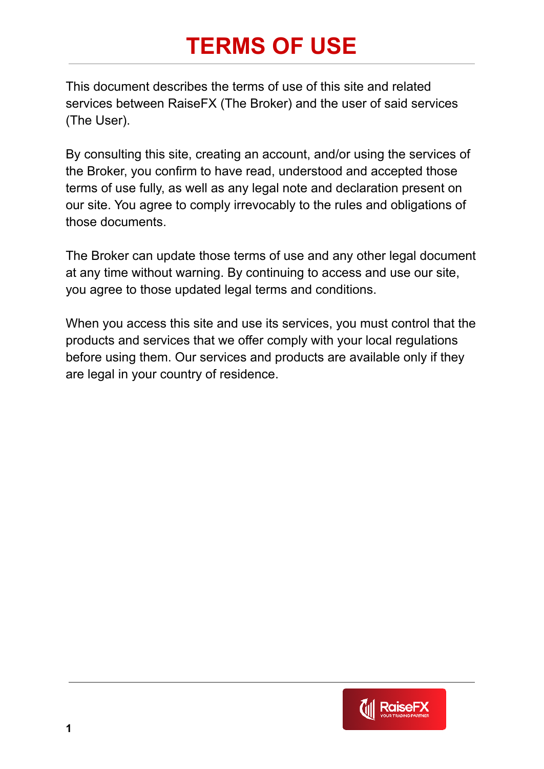# TERMS OF USE

This document describes the terms of use of this site and related services between RaiseFX (The Broker) and the user of said services (The User).

By consulting this site, creating an account, and/or using the services of the Broker, you confirm to have read, understood and accepted those terms of use fully, as well as any legal note and declaration present on our site. You agree to comply irrevocably to the rules and obligations of those documents.

The Broker can update those terms of use and any other legal document at any time without warning. By continuing to access and use our site, you agree to those updated legal terms and conditions.

When you access this site and use its services, you must control that the products and services that we offer comply with your local regulations before using them. Our services and products are available only if they are legal in your country of residence.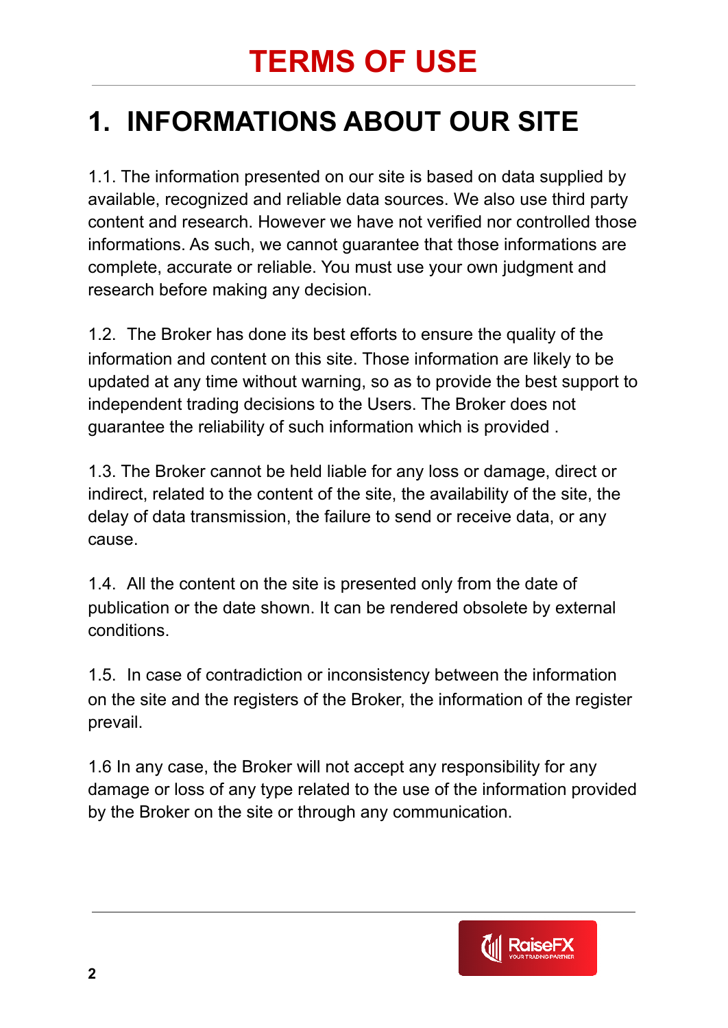# TERMS OF USE

## 1. INFORMATIONS ABOUT OUR SITE

1.1. The information presented on our site is based on data supplied by available, recognized and reliable data sources. We also use third party content and research. However we have not verified nor controlled those informations. As such, we cannot guarantee that those informations are complete, accurate or reliable. You must use your own judgment and research before making any decision.

1.2. The Broker has done its best efforts to ensure the quality of the information and content on this site. Those information are likely to be updated at any time without warning, so as to provide the best support to independent trading decisions to the Users. The Broker does not guarantee the reliability of such information which is provided .

1.3. The Broker cannot be held liable for any loss or damage, direct or indirect, related to the content of the site, the availability of the site, the delay of data transmission, the failure to send or receive data, or any cause.

1.4. All the content on the site is presented only from the date of publication or the date shown. It can be rendered obsolete by external conditions.

1.5. In case of contradiction or inconsistency between the information on the site and the registers of the Broker, the information of the register prevail.

1.6 In any case, the Broker will not accept any responsibility for any damage or loss of any type related to the use of the information provided by the Broker on the site or through any communication.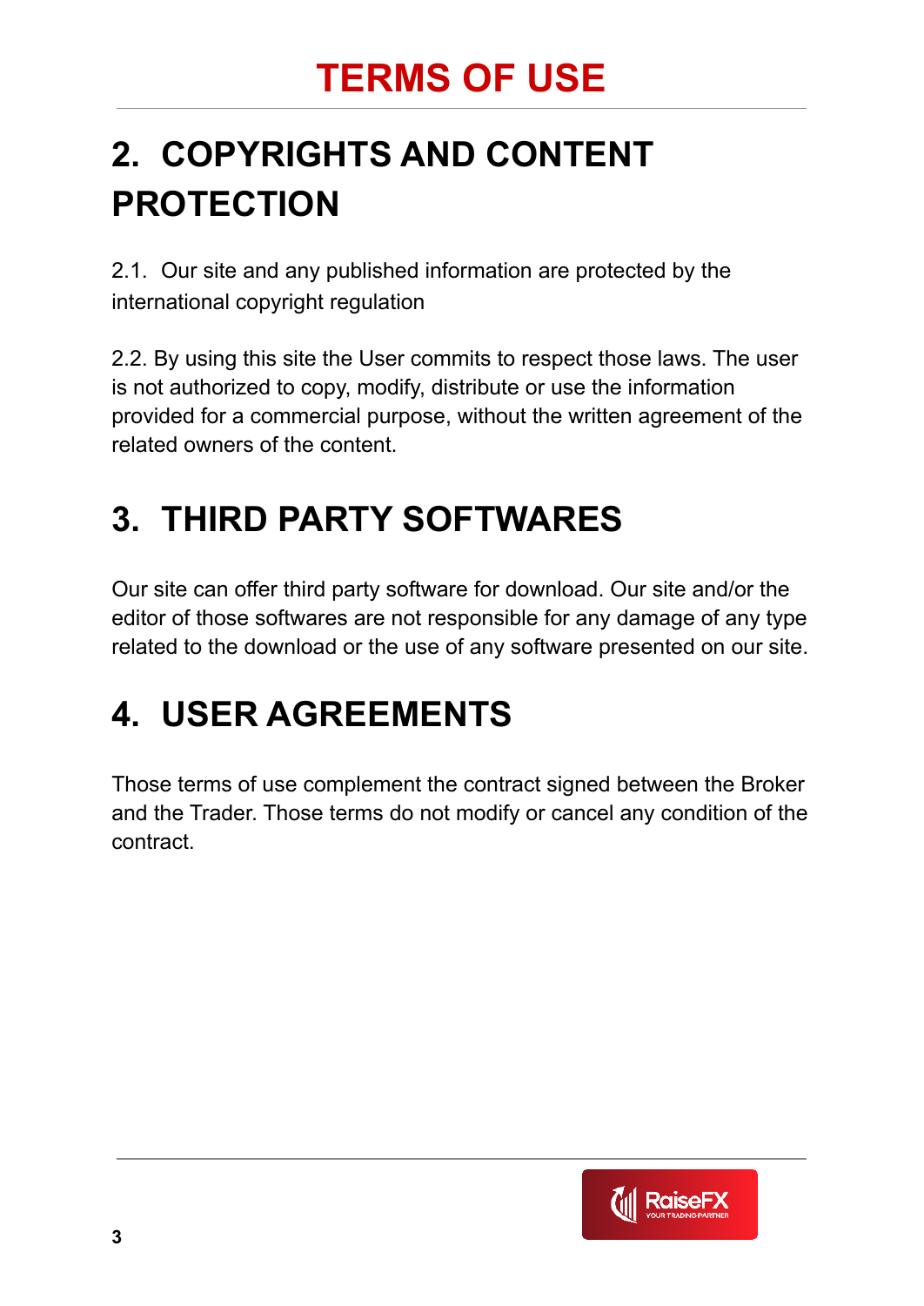# TERMS OF USE

## 2. COPYRIGHTS AND CONTENT PROTECTION

2.1. Our site and any published information are protected by the international copyright regulation

2.2. By using this site the User commits to respect those laws. The user is not authorized to copy, modify, distribute or use the information provided for a commercial purpose, without the written agreement of the related owners of the content.

## 3. THIRD PARTY SOFTWARES

Our site can offer third party software for download. Our site and/or the editor of those softwares are not responsible for any damage of any type related to the download or the use of any software presented on our site.

## 4. USER AGREEMENTS

Those terms of use complement the contract signed between the Broker and the Trader. Those terms do not modify or cancel any condition of the contract.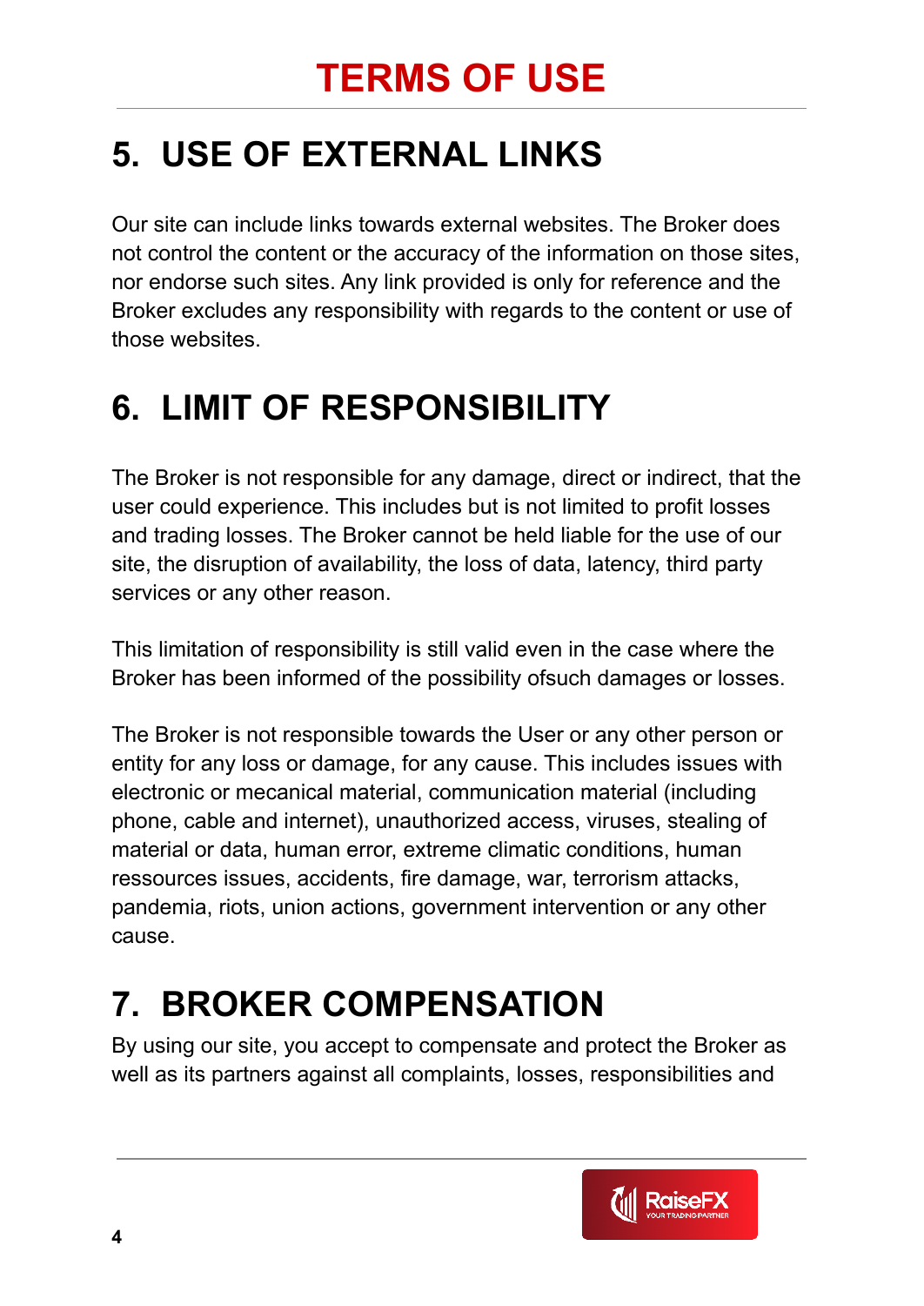# TERMS OF USE

## 5. USE OF EXTERNAL LINKS

Our site can include links towards external websites. The Broker does not control the content or the accuracy of the information on those sites, nor endorse such sites. Any link provided is only for reference and the Broker excludes any responsibility with regards to the content or use of those websites.

## 6. LIMIT OF RESPONSIBILITY

The Broker is not responsible for any damage, direct or indirect, that the user could experience. This includes but is not limited to profit losses and trading losses. The Broker cannot be held liable for the use of our site, the disruption of availability, the loss of data, latency, third party services or any other reason.

This limitation of responsibility is still valid even in the case where the Broker has been informed of the possibility ofsuch damages or losses.

The Broker is not responsible towards the User or any other person or entity for any loss or damage, for any cause. This includes issues with electronic or mecanical material, communication material (including phone, cable and internet), unauthorized access, viruses, stealing of material or data, human error, extreme climatic conditions, human ressources issues, accidents, fire damage, war, terrorism attacks, pandemia, riots, union actions, government intervention or any other cause.

## 7. BROKER COMPENSATION

By using our site, you accept to compensate and protect the Broker as well as its partners against all complaints, losses, responsibilities and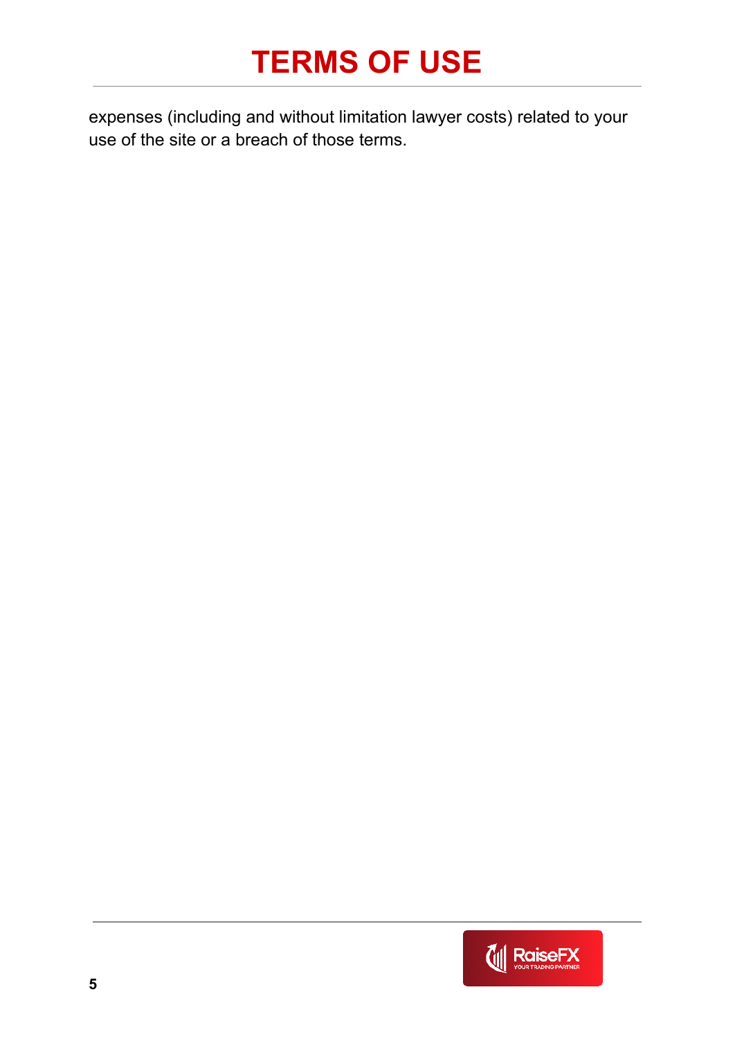expenses (including and without limitation lawyer costs) related to your use of the site or a breach of those terms.